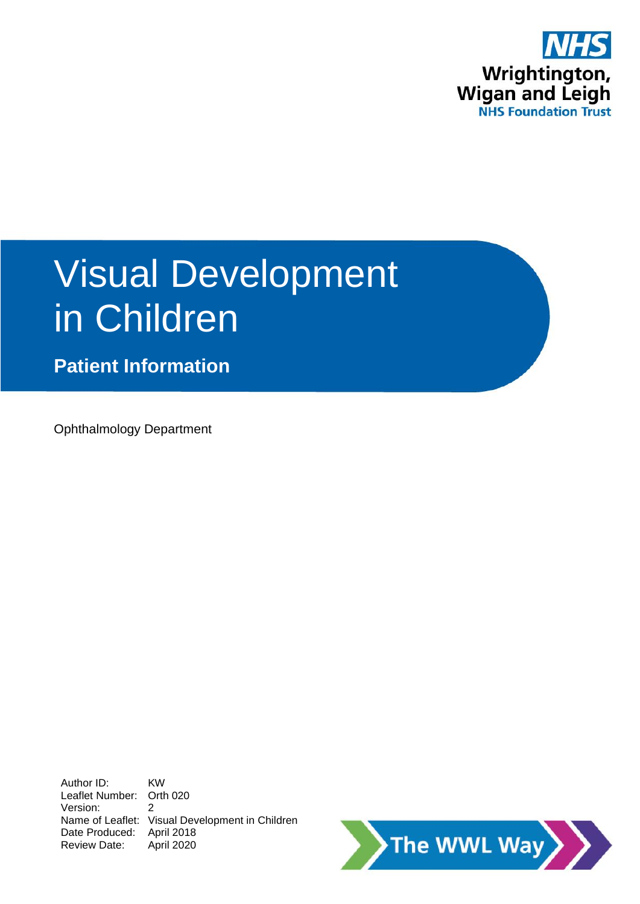NHS
Wrightington, Wigan and Leigh
NHS Foundation Trust

# Visual Development in Children

**Patient Information**

Ophthalmology Department

| | |
|---|---|
| Author ID: | KW |
| Leaflet Number: | Orth 020 |
| Version: | 2 |
| Name of Leaflet: | Visual Development in Children |
| Date Produced: | April 2018 |
| Review Date: | April 2020 |

The WWL Way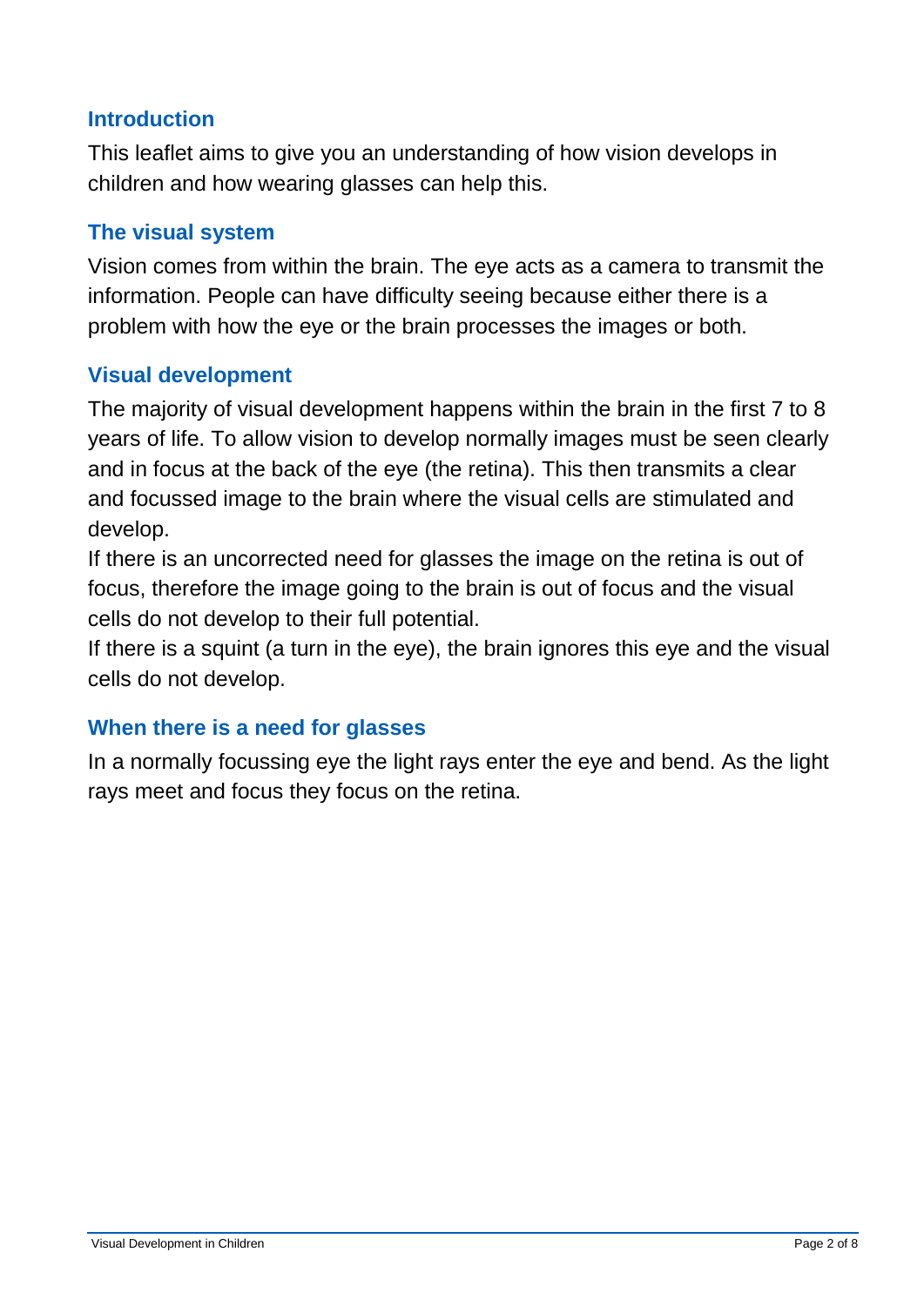## Introduction

This leaflet aims to give you an understanding of how vision develops in children and how wearing glasses can help this.

## The visual system

Vision comes from within the brain. The eye acts as a camera to transmit the information. People can have difficulty seeing because either there is a problem with how the eye or the brain processes the images or both.

## Visual development

The majority of visual development happens within the brain in the first 7 to 8 years of life. To allow vision to develop normally images must be seen clearly and in focus at the back of the eye (the retina). This then transmits a clear and focussed image to the brain where the visual cells are stimulated and develop.

If there is an uncorrected need for glasses the image on the retina is out of focus, therefore the image going to the brain is out of focus and the visual cells do not develop to their full potential.

If there is a squint (a turn in the eye), the brain ignores this eye and the visual cells do not develop.

## When there is a need for glasses

In a normally focussing eye the light rays enter the eye and bend. As the light rays meet and focus they focus on the retina.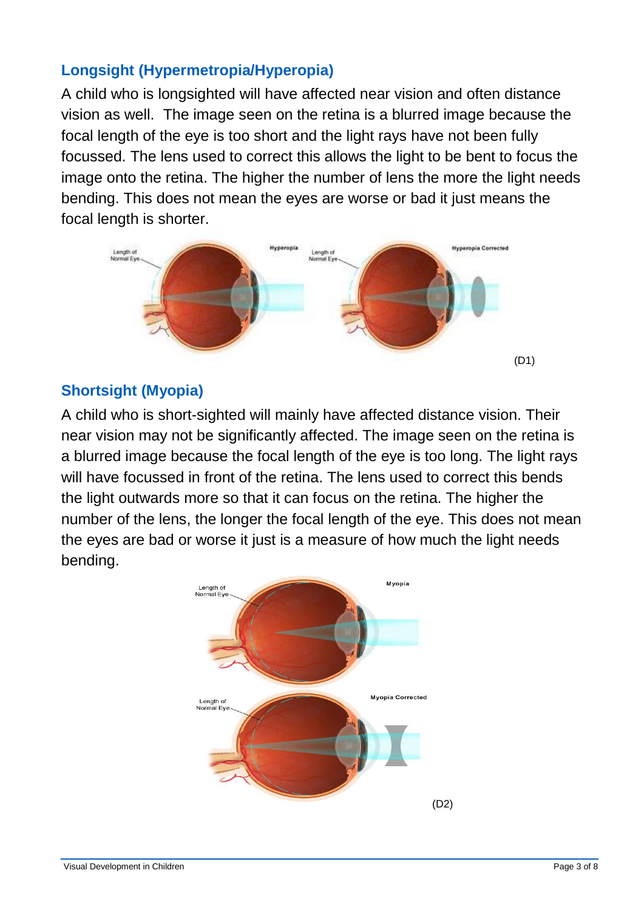## Longsight (Hypermetropia/Hyperopia)

A child who is longsighted will have affected near vision and often distance vision as well. The image seen on the retina is a blurred image because the focal length of the eye is too short and the light rays have not been fully focussed. The lens used to correct this allows the light to be bent to focus the image onto the retina. The higher the number of lens the more the light needs bending. This does not mean the eyes are worse or bad it just means the focal length is shorter.

(D1)

## Shortsight (Myopia)

A child who is short-sighted will mainly have affected distance vision. Their near vision may not be significantly affected. The image seen on the retina is a blurred image because the focal length of the eye is too long. The light rays will have focussed in front of the retina. The lens used to correct this bends the light outwards more so that it can focus on the retina. The higher the number of the lens, the longer the focal length of the eye. This does not mean the eyes are bad or worse it just is a measure of how much the light needs bending.

(D2)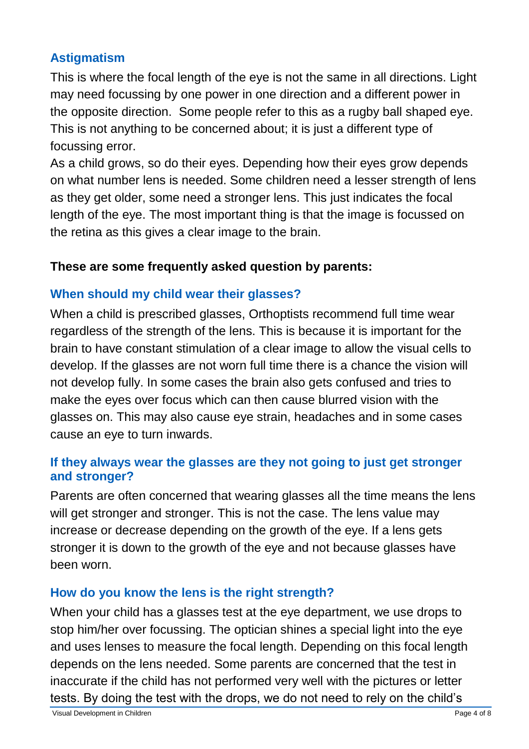## Astigmatism

This is where the focal length of the eye is not the same in all directions. Light may need focussing by one power in one direction and a different power in the opposite direction. Some people refer to this as a rugby ball shaped eye. This is not anything to be concerned about; it is just a different type of focussing error.

As a child grows, so do their eyes. Depending how their eyes grow depends on what number lens is needed. Some children need a lesser strength of lens as they get older, some need a stronger lens. This just indicates the focal length of the eye. The most important thing is that the image is focussed on the retina as this gives a clear image to the brain.

**These are some frequently asked question by parents:**

## When should my child wear their glasses?

When a child is prescribed glasses, Orthoptists recommend full time wear regardless of the strength of the lens. This is because it is important for the brain to have constant stimulation of a clear image to allow the visual cells to develop. If the glasses are not worn full time there is a chance the vision will not develop fully. In some cases the brain also gets confused and tries to make the eyes over focus which can then cause blurred vision with the glasses on. This may also cause eye strain, headaches and in some cases cause an eye to turn inwards.

## If they always wear the glasses are they not going to just get stronger and stronger?

Parents are often concerned that wearing glasses all the time means the lens will get stronger and stronger. This is not the case. The lens value may increase or decrease depending on the growth of the eye. If a lens gets stronger it is down to the growth of the eye and not because glasses have been worn.

## How do you know the lens is the right strength?

When your child has a glasses test at the eye department, we use drops to stop him/her over focussing. The optician shines a special light into the eye and uses lenses to measure the focal length. Depending on this focal length depends on the lens needed. Some parents are concerned that the test in inaccurate if the child has not performed very well with the pictures or letter tests. By doing the test with the drops, we do not need to rely on the child's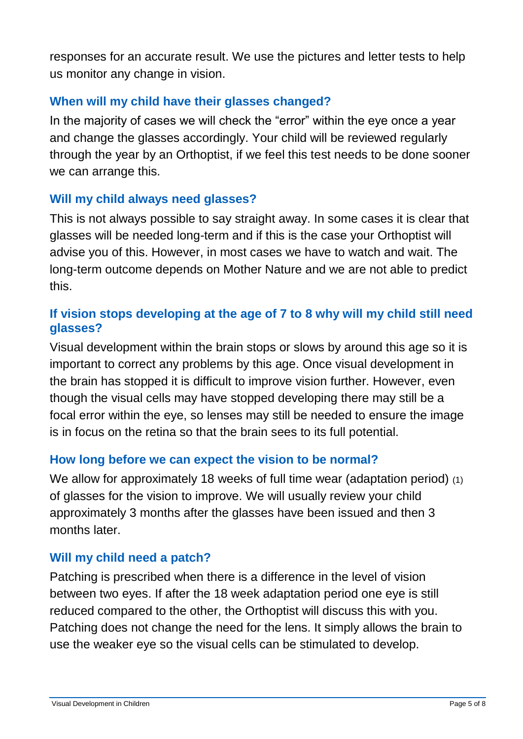responses for an accurate result. We use the pictures and letter tests to help us monitor any change in vision.

## When will my child have their glasses changed?

In the majority of cases we will check the “error” within the eye once a year and change the glasses accordingly. Your child will be reviewed regularly through the year by an Orthoptist, if we feel this test needs to be done sooner we can arrange this.

## Will my child always need glasses?

This is not always possible to say straight away. In some cases it is clear that glasses will be needed long-term and if this is the case your Orthoptist will advise you of this. However, in most cases we have to watch and wait. The long-term outcome depends on Mother Nature and we are not able to predict this.

## If vision stops developing at the age of 7 to 8 why will my child still need glasses?

Visual development within the brain stops or slows by around this age so it is important to correct any problems by this age. Once visual development in the brain has stopped it is difficult to improve vision further. However, even though the visual cells may have stopped developing there may still be a focal error within the eye, so lenses may still be needed to ensure the image is in focus on the retina so that the brain sees to its full potential.

## How long before we can expect the vision to be normal?

We allow for approximately 18 weeks of full time wear (adaptation period) (1) of glasses for the vision to improve. We will usually review your child approximately 3 months after the glasses have been issued and then 3 months later.

## Will my child need a patch?

Patching is prescribed when there is a difference in the level of vision between two eyes. If after the 18 week adaptation period one eye is still reduced compared to the other, the Orthoptist will discuss this with you. Patching does not change the need for the lens. It simply allows the brain to use the weaker eye so the visual cells can be stimulated to develop.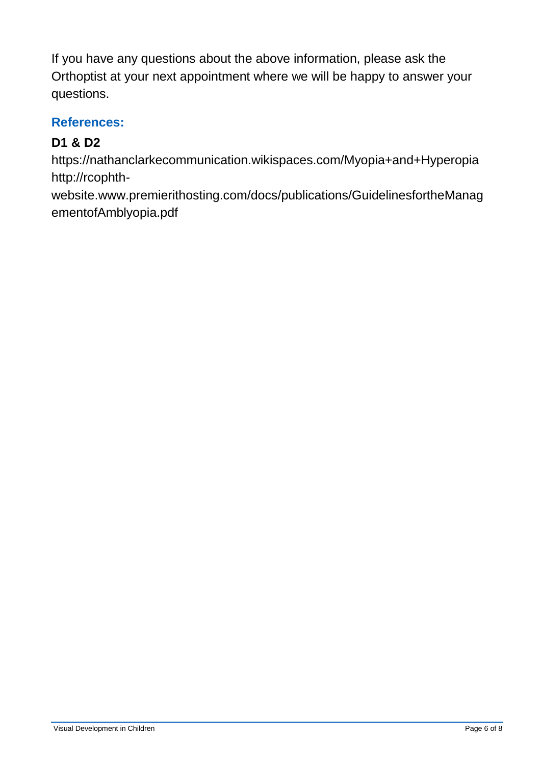If you have any questions about the above information, please ask the Orthoptist at your next appointment where we will be happy to answer your questions.

## References:

**D1 & D2**

https://nathanclarkecommunication.wikispaces.com/Myopia+and+Hyperopia
http://rcophth-website.www.premierithosting.com/docs/publications/GuidelinesfortheManagementofAmblyopia.pdf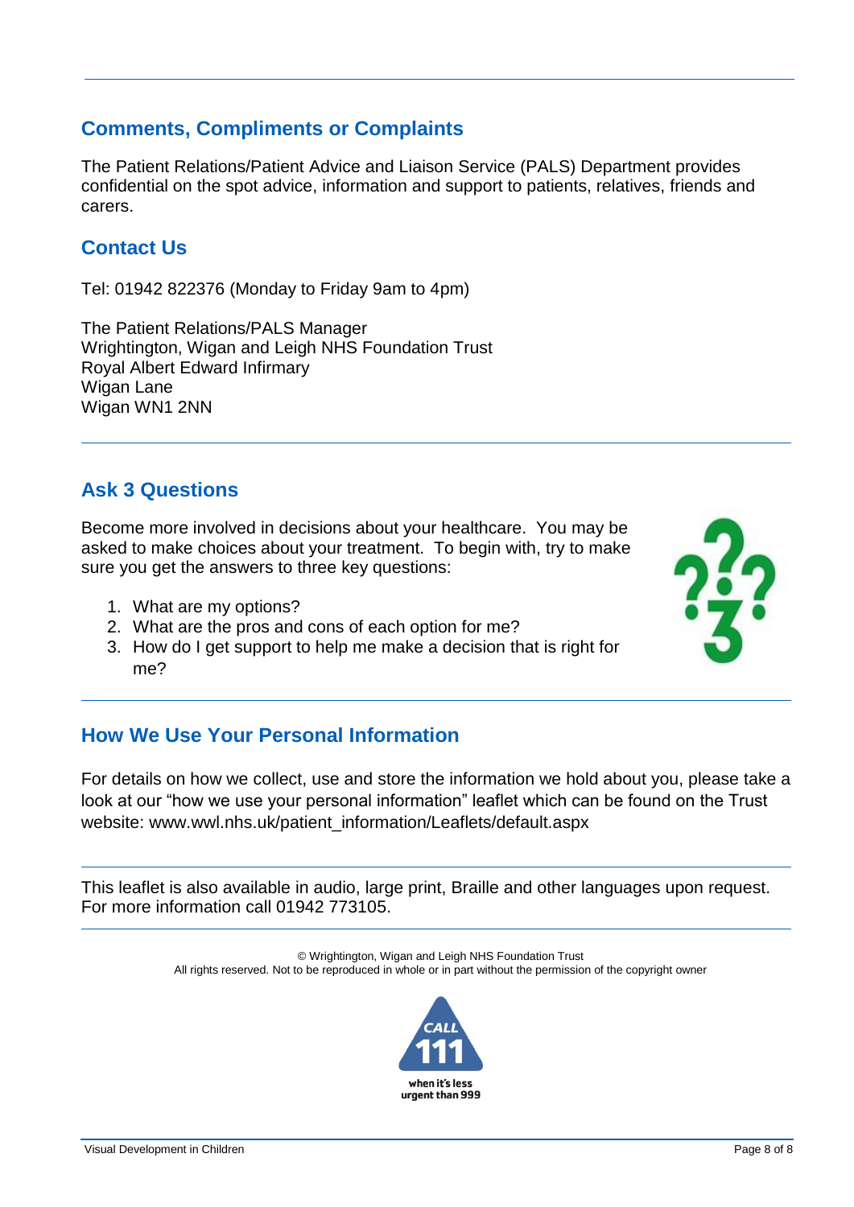## Comments, Compliments or Complaints

The Patient Relations/Patient Advice and Liaison Service (PALS) Department provides confidential on the spot advice, information and support to patients, relatives, friends and carers.

## Contact Us

Tel: 01942 822376 (Monday to Friday 9am to 4pm)

The Patient Relations/PALS Manager
Wrightington, Wigan and Leigh NHS Foundation Trust
Royal Albert Edward Infirmary
Wigan Lane
Wigan WN1 2NN

## Ask 3 Questions

Become more involved in decisions about your healthcare. You may be asked to make choices about your treatment. To begin with, try to make sure you get the answers to three key questions:

1. What are my options?
2. What are the pros and cons of each option for me?
3. How do I get support to help me make a decision that is right for me?

## How We Use Your Personal Information

For details on how we collect, use and store the information we hold about you, please take a look at our "how we use your personal information" leaflet which can be found on the Trust website: www.wwl.nhs.uk/patient_information/Leaflets/default.aspx

This leaflet is also available in audio, large print, Braille and other languages upon request. For more information call 01942 773105.

© Wrightington, Wigan and Leigh NHS Foundation Trust
All rights reserved. Not to be reproduced in whole or in part without the permission of the copyright owner

CALL 111 when it's less urgent than 999